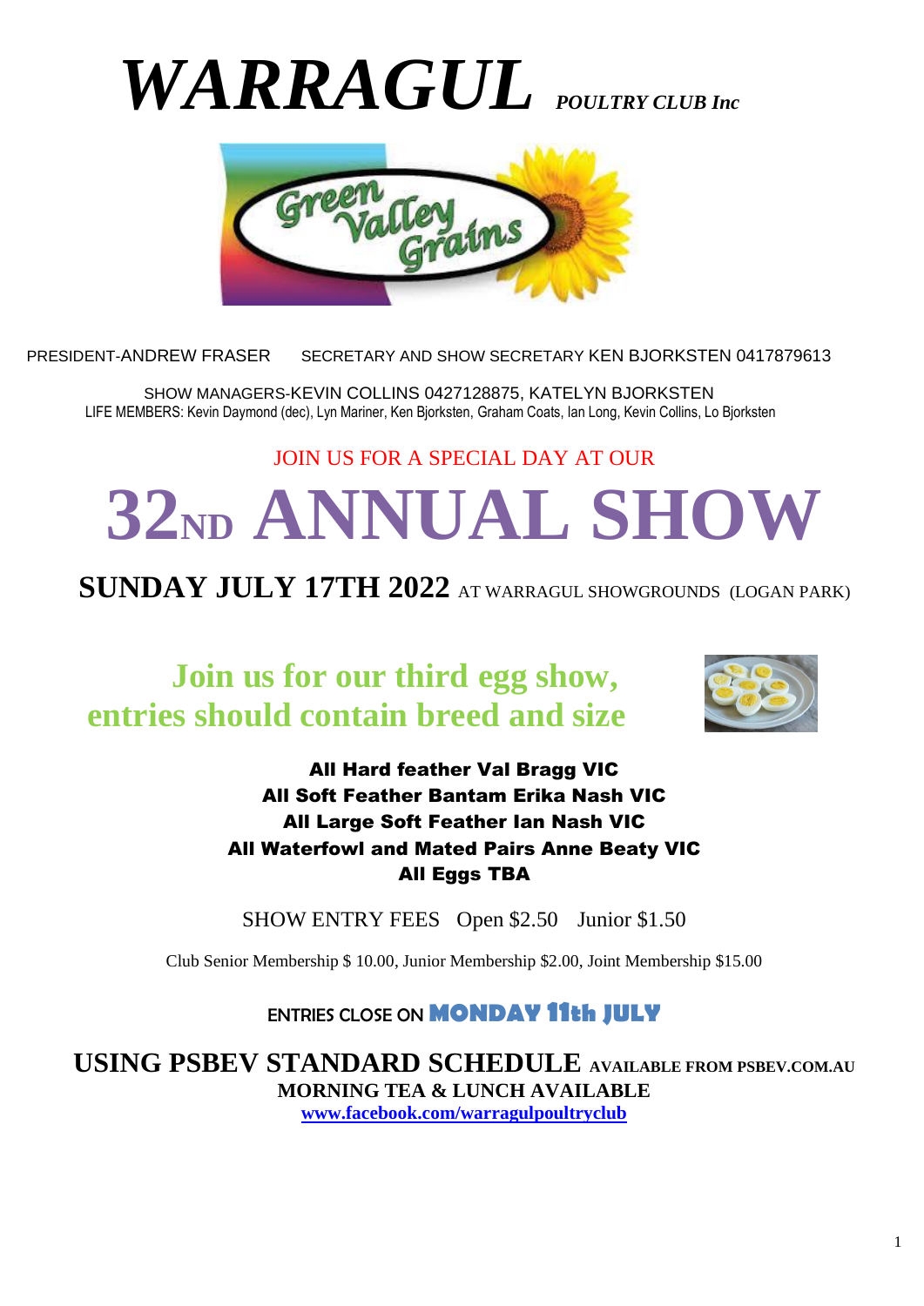# *WARRAGUL* *POULTRY CLUB Inc*

PRESIDENT-ANDREW FRASER   SECRETARY AND SHOW SECRETARY KEN BJORKSTEN 0417879613

SHOW MANAGERS-KEVIN COLLINS 0427128875, KATELYN BJORKSTEN
LIFE MEMBERS: Kevin Daymond (dec), Lyn Mariner, Ken Bjorksten, Graham Coats, Ian Long, Kevin Collins, Lo Bjorksten

JOIN US FOR A SPECIAL DAY AT OUR

# 32ND ANNUAL SHOW

## SUNDAY JULY 17TH 2022 AT WARRAGUL SHOWGROUNDS (LOGAN PARK)

## Join us for our third egg show, entries should contain breed and size

**All Hard feather Val Bragg VIC**
**All Soft Feather Bantam Erika Nash VIC**
**All Large Soft Feather Ian Nash VIC**
**All Waterfowl and Mated Pairs Anne Beaty VIC**
**All Eggs TBA**

SHOW ENTRY FEES Open $2.50 Junior $1.50

Club Senior Membership $ 10.00, Junior Membership $2.00, Joint Membership $15.00

ENTRIES CLOSE ON **MONDAY 11th JULY**

**USING PSBEV STANDARD SCHEDULE** AVAILABLE FROM PSBEV.COM.AU
**MORNING TEA & LUNCH AVAILABLE**
**www.facebook.com/warragulpoultryclub**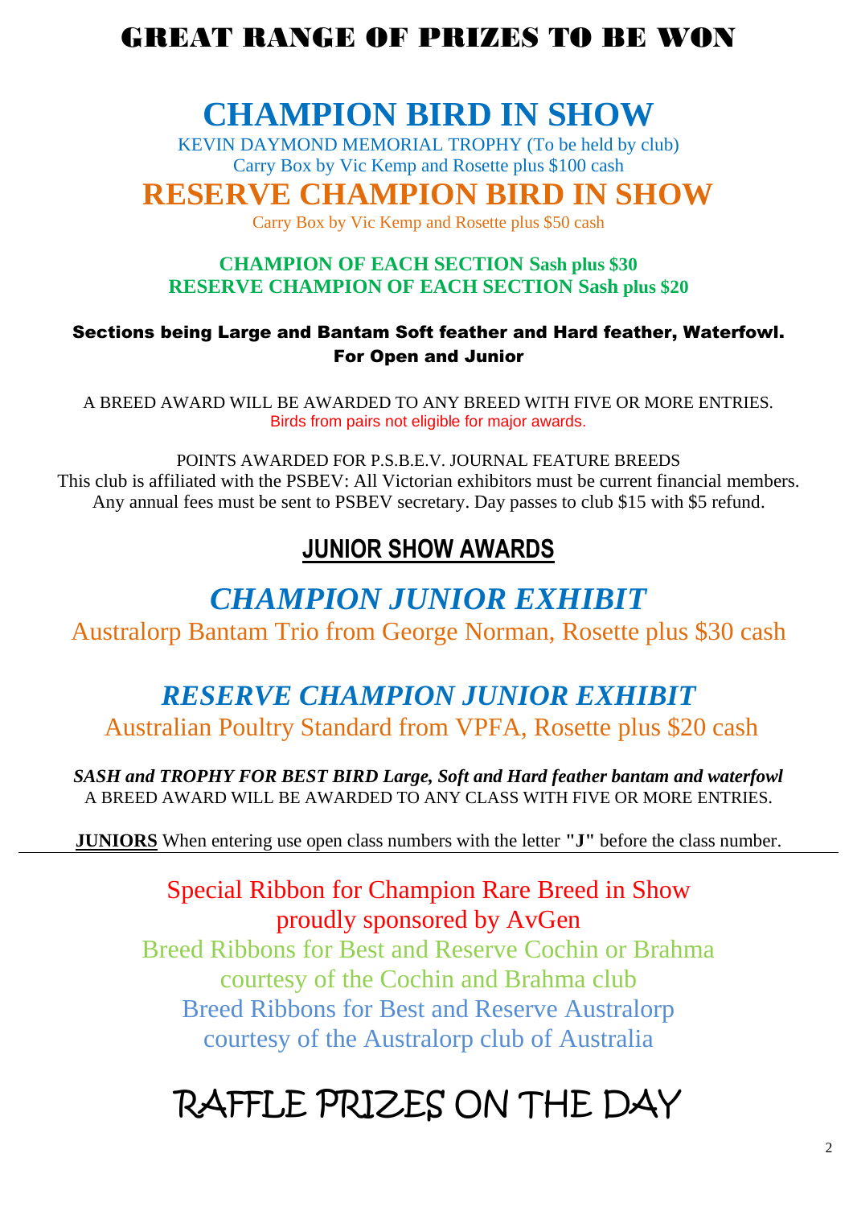# GREAT RANGE OF PRIZES TO BE WON

# CHAMPION BIRD IN SHOW

KEVIN DAYMOND MEMORIAL TROPHY (To be held by club)
Carry Box by Vic Kemp and Rosette plus $100 cash

# RESERVE CHAMPION BIRD IN SHOW

Carry Box by Vic Kemp and Rosette plus $50 cash

**CHAMPION OF EACH SECTION Sash plus $30**
**RESERVE CHAMPION OF EACH SECTION Sash plus $20**

**Sections being Large and Bantam Soft feather and Hard feather, Waterfowl.**
**For Open and Junior**

A BREED AWARD WILL BE AWARDED TO ANY BREED WITH FIVE OR MORE ENTRIES.
Birds from pairs not eligible for major awards.

POINTS AWARDED FOR P.S.B.E.V. JOURNAL FEATURE BREEDS
This club is affiliated with the PSBEV: All Victorian exhibitors must be current financial members. Any annual fees must be sent to PSBEV secretary. Day passes to club $15 with $5 refund.

## JUNIOR SHOW AWARDS

## *CHAMPION JUNIOR EXHIBIT*

Australorp Bantam Trio from George Norman, Rosette plus $30 cash

## *RESERVE CHAMPION JUNIOR EXHIBIT*

Australian Poultry Standard from VPFA, Rosette plus $20 cash

***SASH and TROPHY FOR BEST BIRD Large, Soft and Hard feather bantam and waterfowl***
A BREED AWARD WILL BE AWARDED TO ANY CLASS WITH FIVE OR MORE ENTRIES.

**JUNIORS** When entering use open class numbers with the letter **"J"** before the class number.

---

Special Ribbon for Champion Rare Breed in Show
proudly sponsored by AvGen
Breed Ribbons for Best and Reserve Cochin or Brahma
courtesy of the Cochin and Brahma club
Breed Ribbons for Best and Reserve Australorp
courtesy of the Australorp club of Australia

# RAFFLE PRIZES ON THE DAY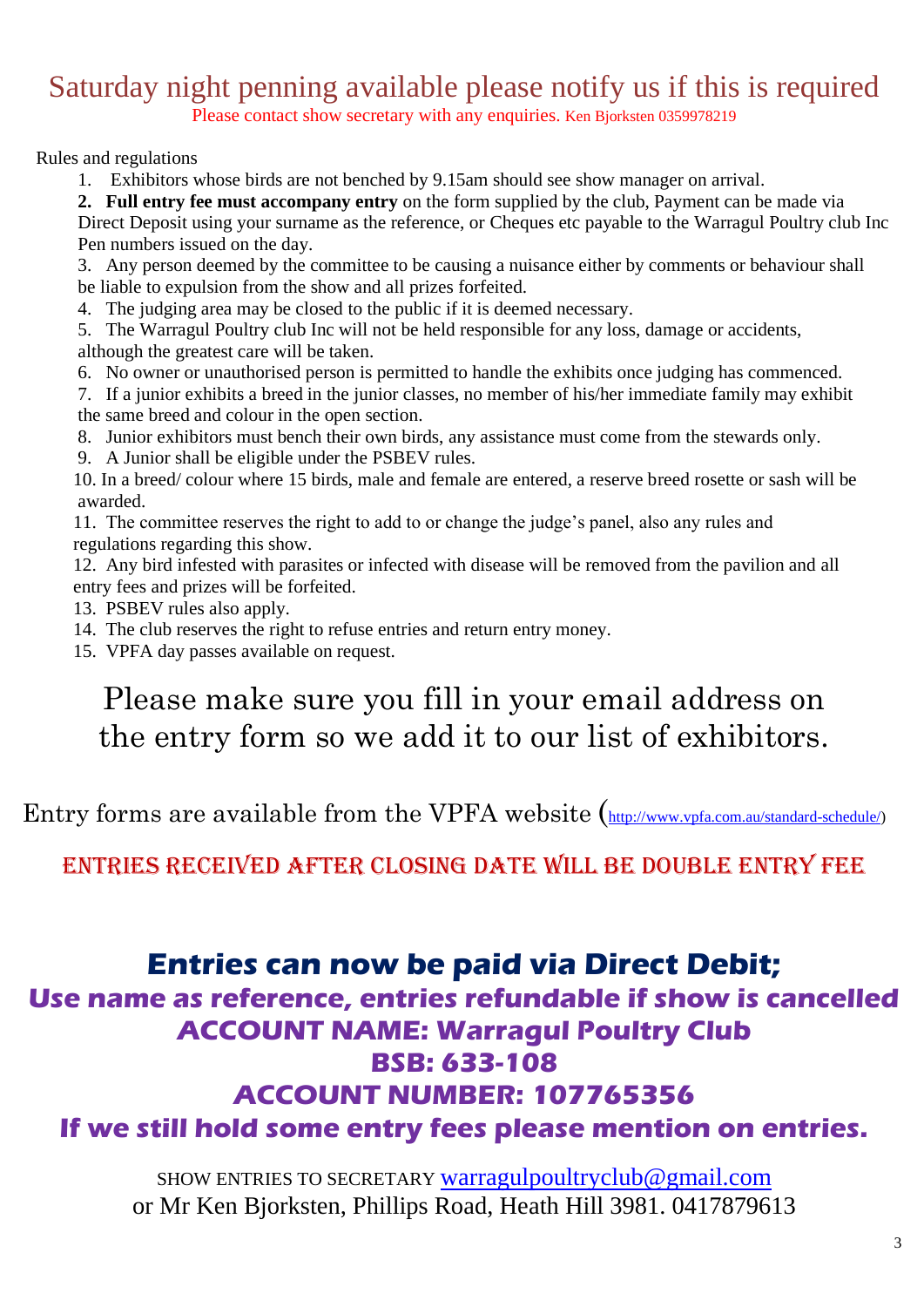# Saturday night penning available please notify us if this is required

Please contact show secretary with any enquiries. Ken Bjorksten 0359978219

Rules and regulations

1. Exhibitors whose birds are not benched by 9.15am should see show manager on arrival.
2. **Full entry fee must accompany entry** on the form supplied by the club, Payment can be made via Direct Deposit using your surname as the reference, or Cheques etc payable to the Warragul Poultry club Inc Pen numbers issued on the day.
3. Any person deemed by the committee to be causing a nuisance either by comments or behaviour shall be liable to expulsion from the show and all prizes forfeited.
4. The judging area may be closed to the public if it is deemed necessary.
5. The Warragul Poultry club Inc will not be held responsible for any loss, damage or accidents, although the greatest care will be taken.
6. No owner or unauthorised person is permitted to handle the exhibits once judging has commenced.
7. If a junior exhibits a breed in the junior classes, no member of his/her immediate family may exhibit the same breed and colour in the open section.
8. Junior exhibitors must bench their own birds, any assistance must come from the stewards only.
9. A Junior shall be eligible under the PSBEV rules.
10. In a breed/ colour where 15 birds, male and female are entered, a reserve breed rosette or sash will be awarded.
11. The committee reserves the right to add to or change the judge's panel, also any rules and regulations regarding this show.
12. Any bird infested with parasites or infected with disease will be removed from the pavilion and all entry fees and prizes will be forfeited.
13. PSBEV rules also apply.
14. The club reserves the right to refuse entries and return entry money.
15. VPFA day passes available on request.

Please make sure you fill in your email address on the entry form so we add it to our list of exhibitors.

Entry forms are available from the VPFA website (http://www.vpfa.com.au/standard-schedule/)

ENTRIES RECEIVED AFTER CLOSING DATE WILL BE DOUBLE ENTRY FEE

## Entries can now be paid via Direct Debit;

**Use name as reference, entries refundable if show is cancelled**

**ACCOUNT NAME: Warragul Poultry Club**

**BSB: 633-108**

**ACCOUNT NUMBER: 107765356**

**If we still hold some entry fees please mention on entries.**

SHOW ENTRIES TO SECRETARY warragulpoultryclub@gmail.com

or Mr Ken Bjorksten, Phillips Road, Heath Hill 3981. 0417879613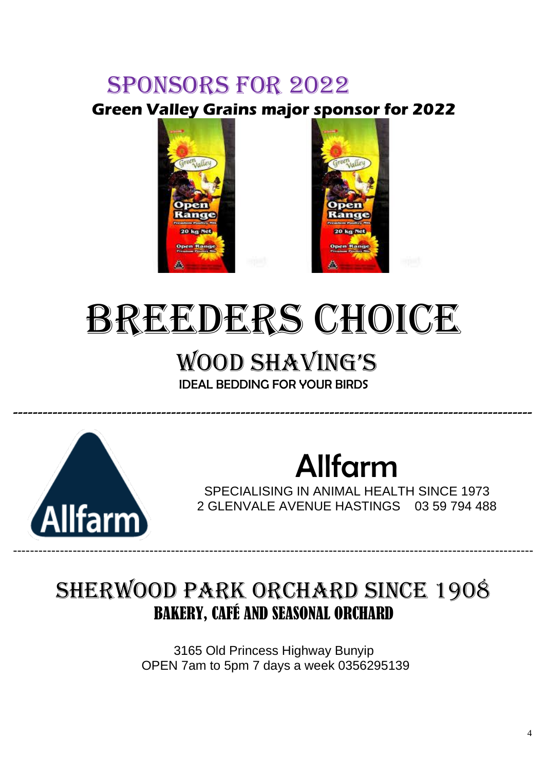# SPONSORS FOR 2022

**Green Valley Grains major sponsor for 2022**

# BREEDERS CHOICE

## WOOD SHAVING'S

IDEAL BEDDING FOR YOUR BIRDS

---

## Allfarm

SPECIALISING IN ANIMAL HEALTH SINCE 1973
2 GLENVALE AVENUE HASTINGS    03 59 794 488

---

## SHERWOOD PARK ORCHARD SINCE 1908

**BAKERY, CAFÉ AND SEASONAL ORCHARD**

3165 Old Princess Highway Bunyip
OPEN 7am to 5pm 7 days a week 0356295139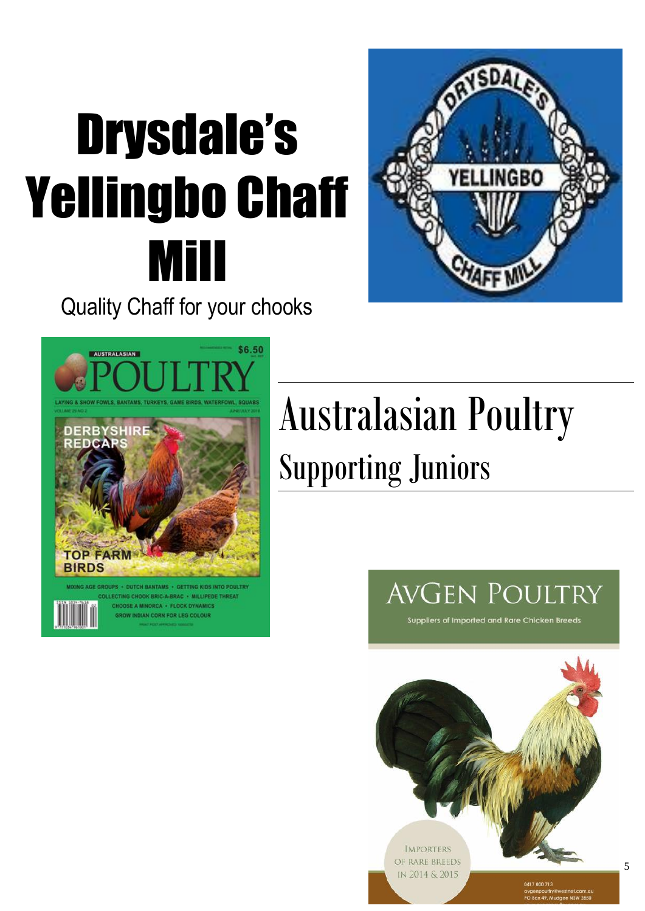# Drysdale's Yellingbo Chaff Mill

Quality Chaff for your chooks

# Australasian Poultry

## Supporting Juniors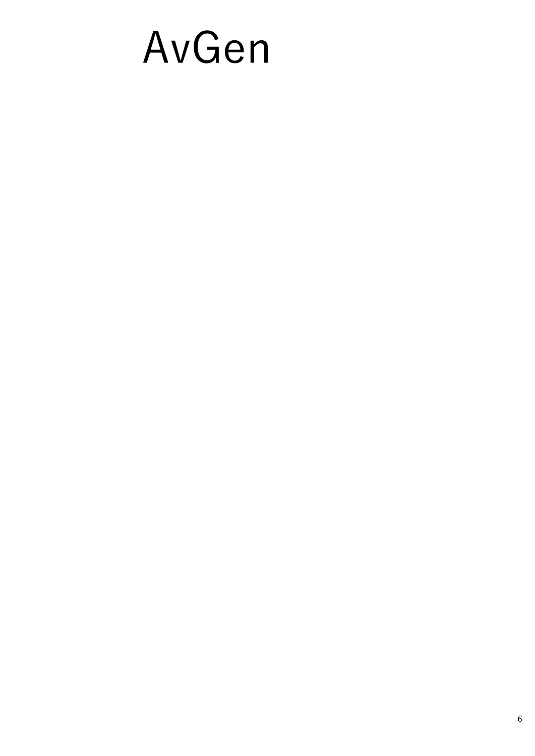# AvGen